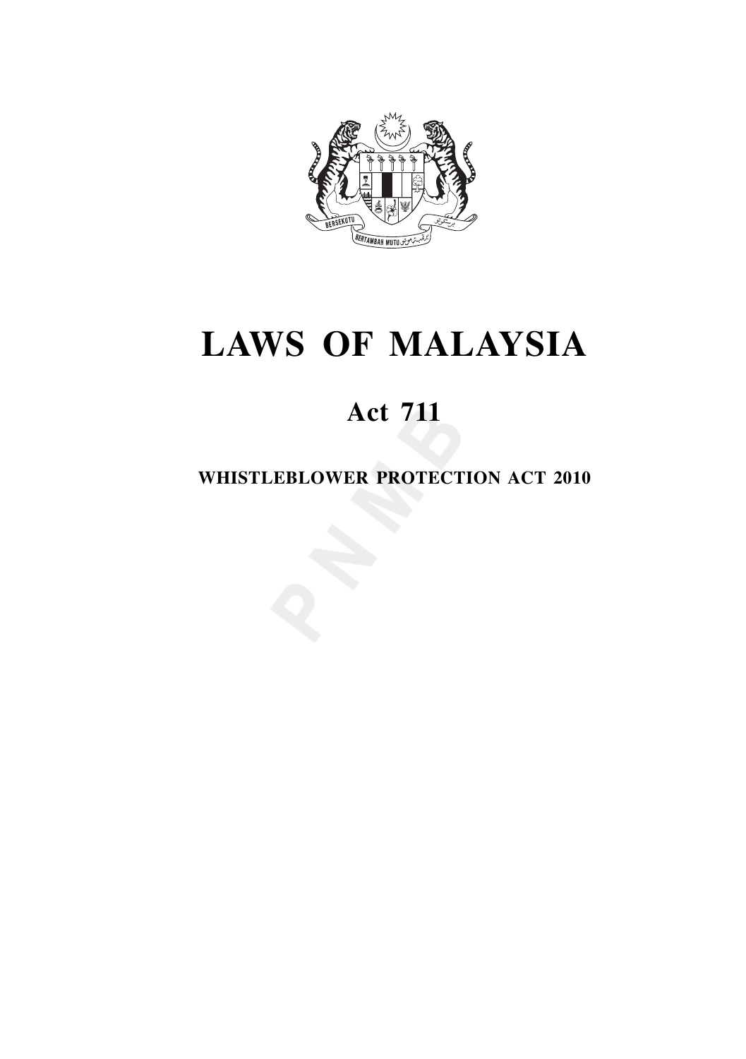# LAWS OF MALAYSIA

## Act 711

### WHISTLEBLOWER PROTECTION ACT 2010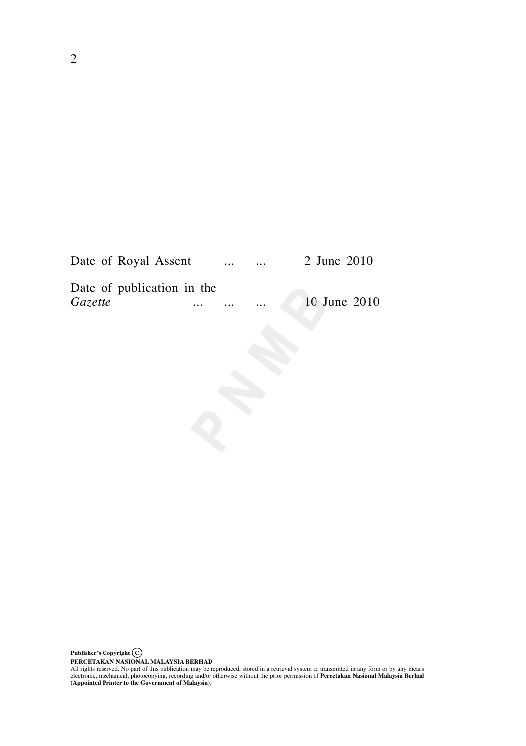| | |
|---|---|
| Date of Royal Assent ... ... | 2 June 2010 |
| Date of publication in the *Gazette* ... ... ... | 10 June 2010 |

**Publisher's Copyright ©**

**PERCETAKAN NASIONAL MALAYSIA BERHAD**

All rights reserved. No part of this publication may be reproduced, stored in a retrieval system or transmitted in any form or by any means electronic, mechanical, photocopying, recording and/or otherwise without the prior permission of **Percetakan Nasional Malaysia Berhad (Appointed Printer to the Government of Malaysia).**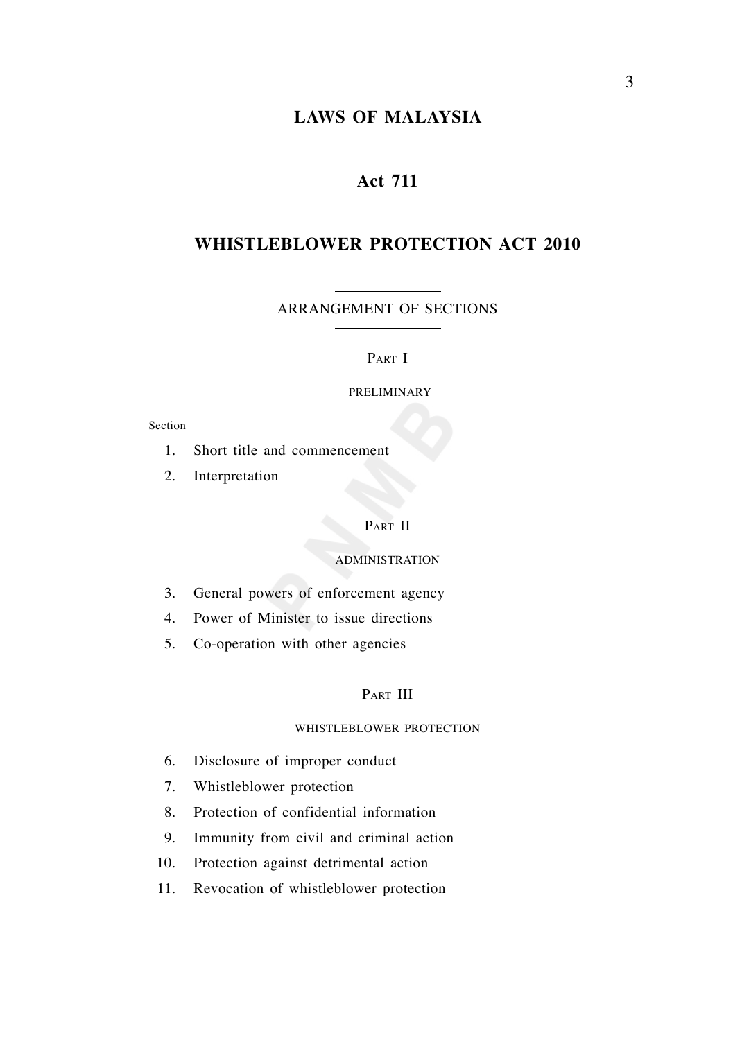# LAWS OF MALAYSIA

## Act 711

## WHISTLEBLOWER PROTECTION ACT 2010

ARRANGEMENT OF SECTIONS

PART I

PRELIMINARY

Section

1. Short title and commencement
2. Interpretation

PART II

ADMINISTRATION

3. General powers of enforcement agency
4. Power of Minister to issue directions
5. Co-operation with other agencies

PART III

WHISTLEBLOWER PROTECTION

6. Disclosure of improper conduct
7. Whistleblower protection
8. Protection of confidential information
9. Immunity from civil and criminal action
10. Protection against detrimental action
11. Revocation of whistleblower protection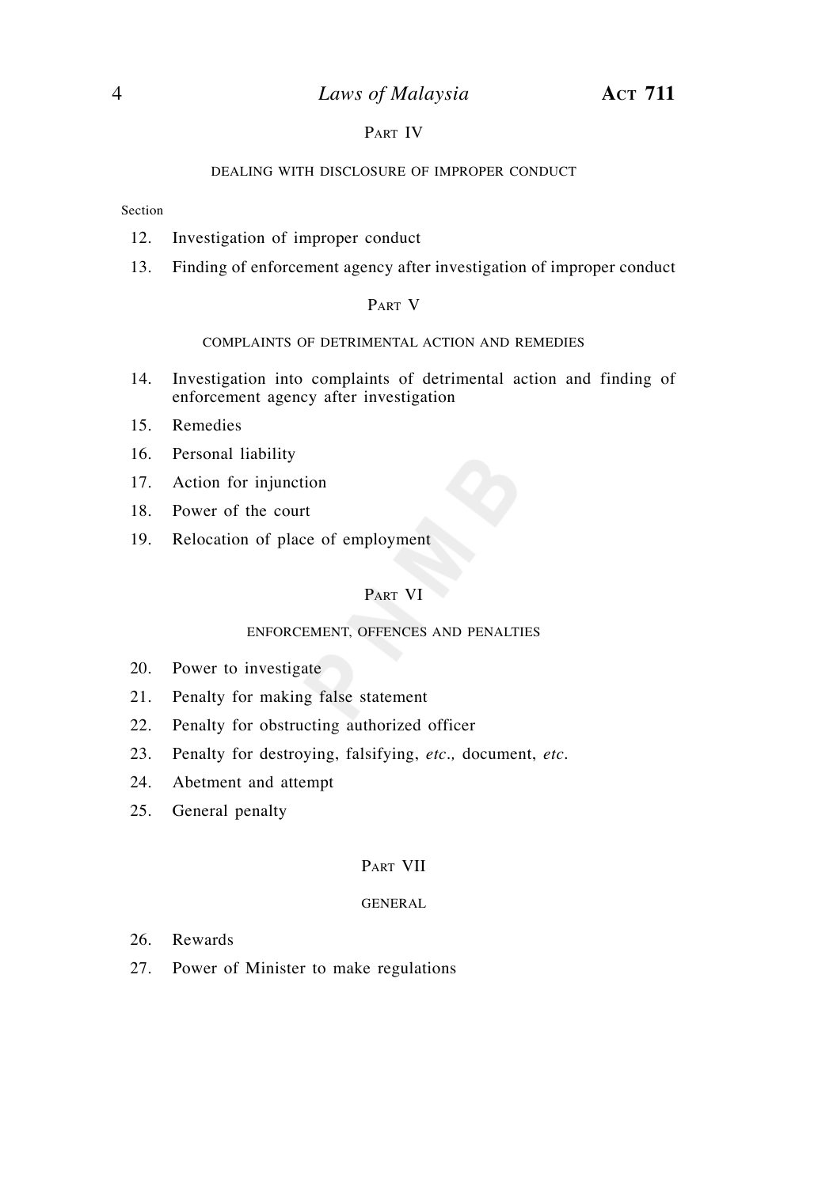## PART IV

### DEALING WITH DISCLOSURE OF IMPROPER CONDUCT

Section

12. Investigation of improper conduct
13. Finding of enforcement agency after investigation of improper conduct

## PART V

### COMPLAINTS OF DETRIMENTAL ACTION AND REMEDIES

14. Investigation into complaints of detrimental action and finding of enforcement agency after investigation
15. Remedies
16. Personal liability
17. Action for injunction
18. Power of the court
19. Relocation of place of employment

## PART VI

### ENFORCEMENT, OFFENCES AND PENALTIES

20. Power to investigate
21. Penalty for making false statement
22. Penalty for obstructing authorized officer
23. Penalty for destroying, falsifying, *etc.,* document, *etc.*
24. Abetment and attempt
25. General penalty

## PART VII

### GENERAL

26. Rewards
27. Power of Minister to make regulations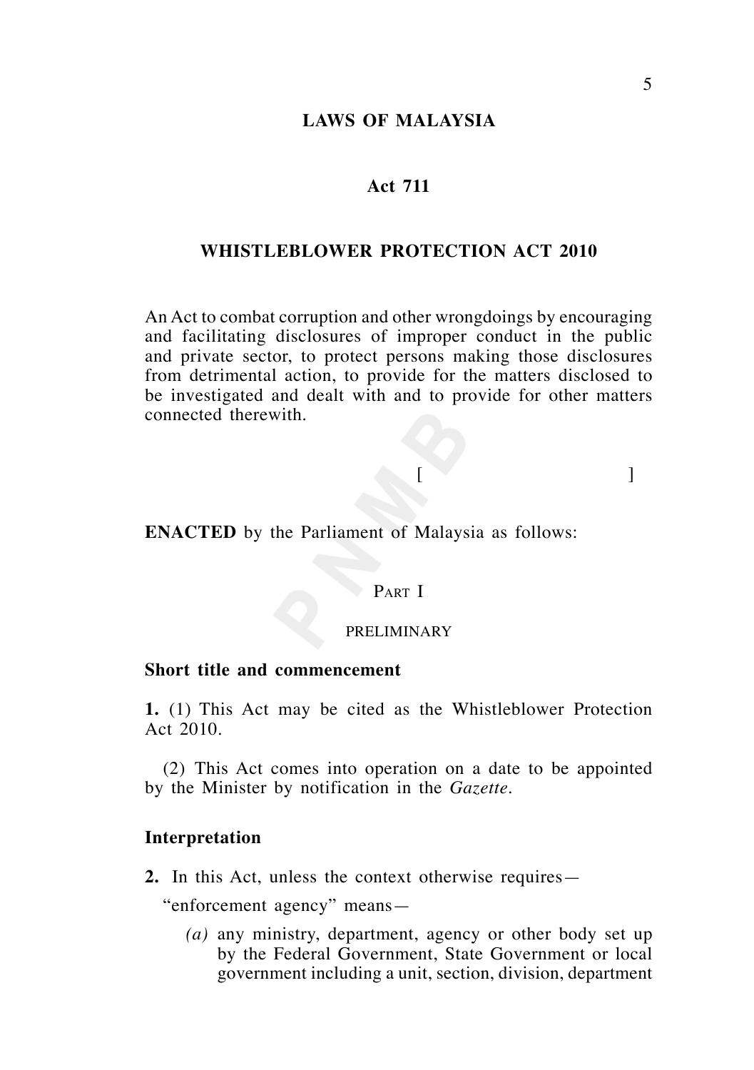# LAWS OF MALAYSIA

## Act 711

## WHISTLEBLOWER PROTECTION ACT 2010

An Act to combat corruption and other wrongdoings by encouraging and facilitating disclosures of improper conduct in the public and private sector, to protect persons making those disclosures from detrimental action, to provide for the matters disclosed to be investigated and dealt with and to provide for other matters connected therewith.

[                    ]

**ENACTED** by the Parliament of Malaysia as follows:

### PART I

### PRELIMINARY

**Short title and commencement**

**1.** (1) This Act may be cited as the Whistleblower Protection Act 2010.

(2) This Act comes into operation on a date to be appointed by the Minister by notification in the *Gazette*.

**Interpretation**

**2.** In this Act, unless the context otherwise requires—

"enforcement agency" means—

*(a)* any ministry, department, agency or other body set up by the Federal Government, State Government or local government including a unit, section, division, department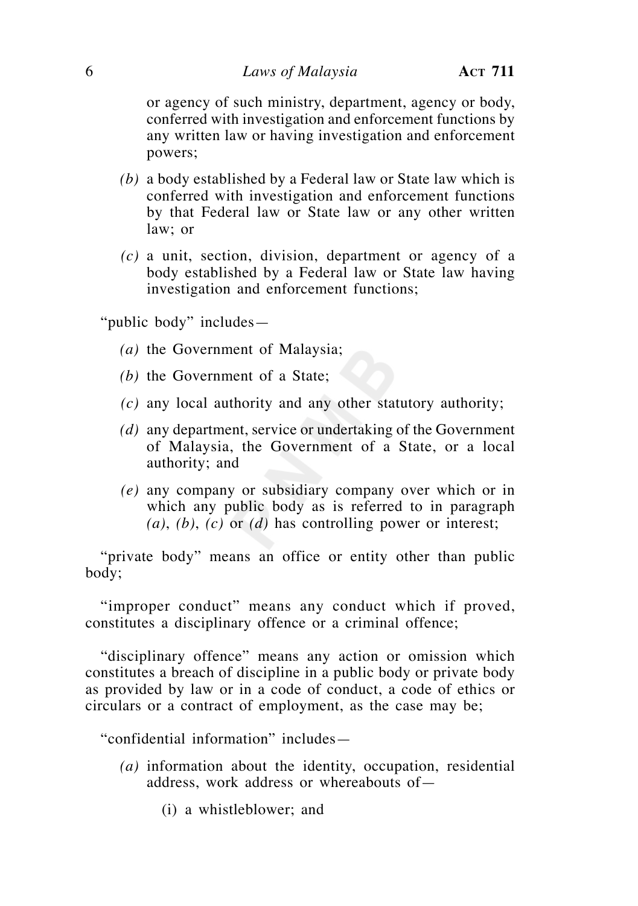or agency of such ministry, department, agency or body, conferred with investigation and enforcement functions by any written law or having investigation and enforcement powers;

*(b)* a body established by a Federal law or State law which is conferred with investigation and enforcement functions by that Federal law or State law or any other written law; or

*(c)* a unit, section, division, department or agency of a body established by a Federal law or State law having investigation and enforcement functions;

"public body" includes—

*(a)* the Government of Malaysia;

*(b)* the Government of a State;

*(c)* any local authority and any other statutory authority;

*(d)* any department, service or undertaking of the Government of Malaysia, the Government of a State, or a local authority; and

*(e)* any company or subsidiary company over which or in which any public body as is referred to in paragraph *(a)*, *(b)*, *(c)* or *(d)* has controlling power or interest;

"private body" means an office or entity other than public body;

"improper conduct" means any conduct which if proved, constitutes a disciplinary offence or a criminal offence;

"disciplinary offence" means any action or omission which constitutes a breach of discipline in a public body or private body as provided by law or in a code of conduct, a code of ethics or circulars or a contract of employment, as the case may be;

"confidential information" includes—

*(a)* information about the identity, occupation, residential address, work address or whereabouts of—

(i) a whistleblower; and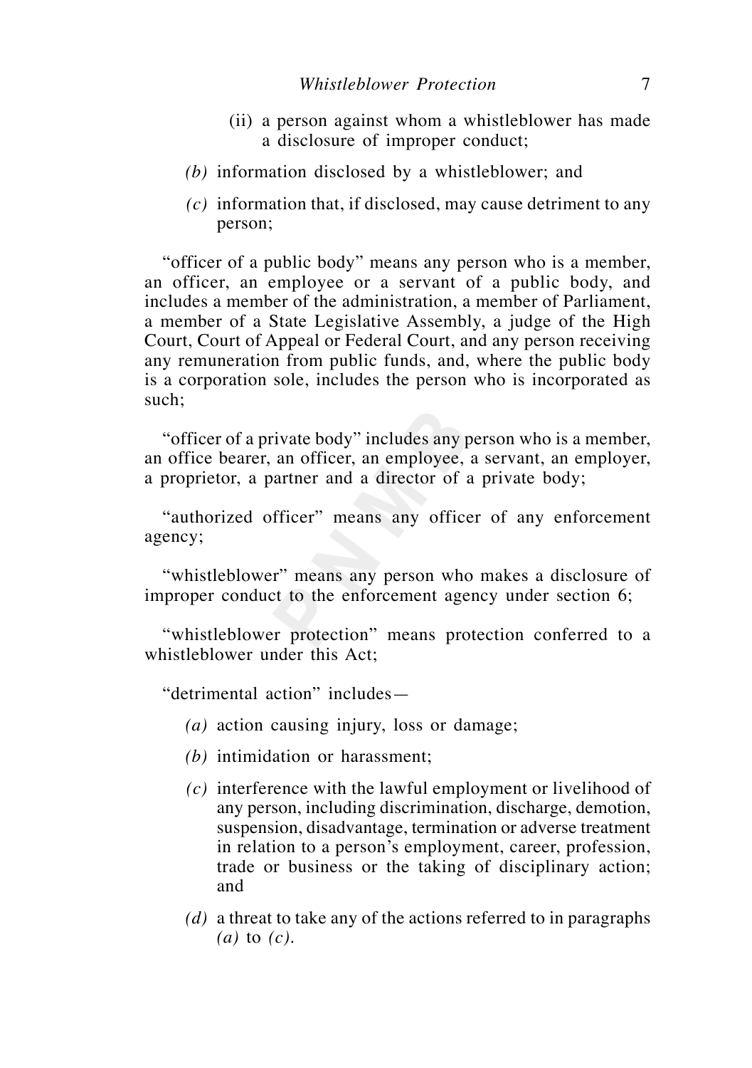(ii) a person against whom a whistleblower has made a disclosure of improper conduct;

*(b)* information disclosed by a whistleblower; and

*(c)* information that, if disclosed, may cause detriment to any person;

"officer of a public body" means any person who is a member, an officer, an employee or a servant of a public body, and includes a member of the administration, a member of Parliament, a member of a State Legislative Assembly, a judge of the High Court, Court of Appeal or Federal Court, and any person receiving any remuneration from public funds, and, where the public body is a corporation sole, includes the person who is incorporated as such;

"officer of a private body" includes any person who is a member, an office bearer, an officer, an employee, a servant, an employer, a proprietor, a partner and a director of a private body;

"authorized officer" means any officer of any enforcement agency;

"whistleblower" means any person who makes a disclosure of improper conduct to the enforcement agency under section 6;

"whistleblower protection" means protection conferred to a whistleblower under this Act;

"detrimental action" includes—

*(a)* action causing injury, loss or damage;

*(b)* intimidation or harassment;

*(c)* interference with the lawful employment or livelihood of any person, including discrimination, discharge, demotion, suspension, disadvantage, termination or adverse treatment in relation to a person's employment, career, profession, trade or business or the taking of disciplinary action; and

*(d)* a threat to take any of the actions referred to in paragraphs *(a)* to *(c)*.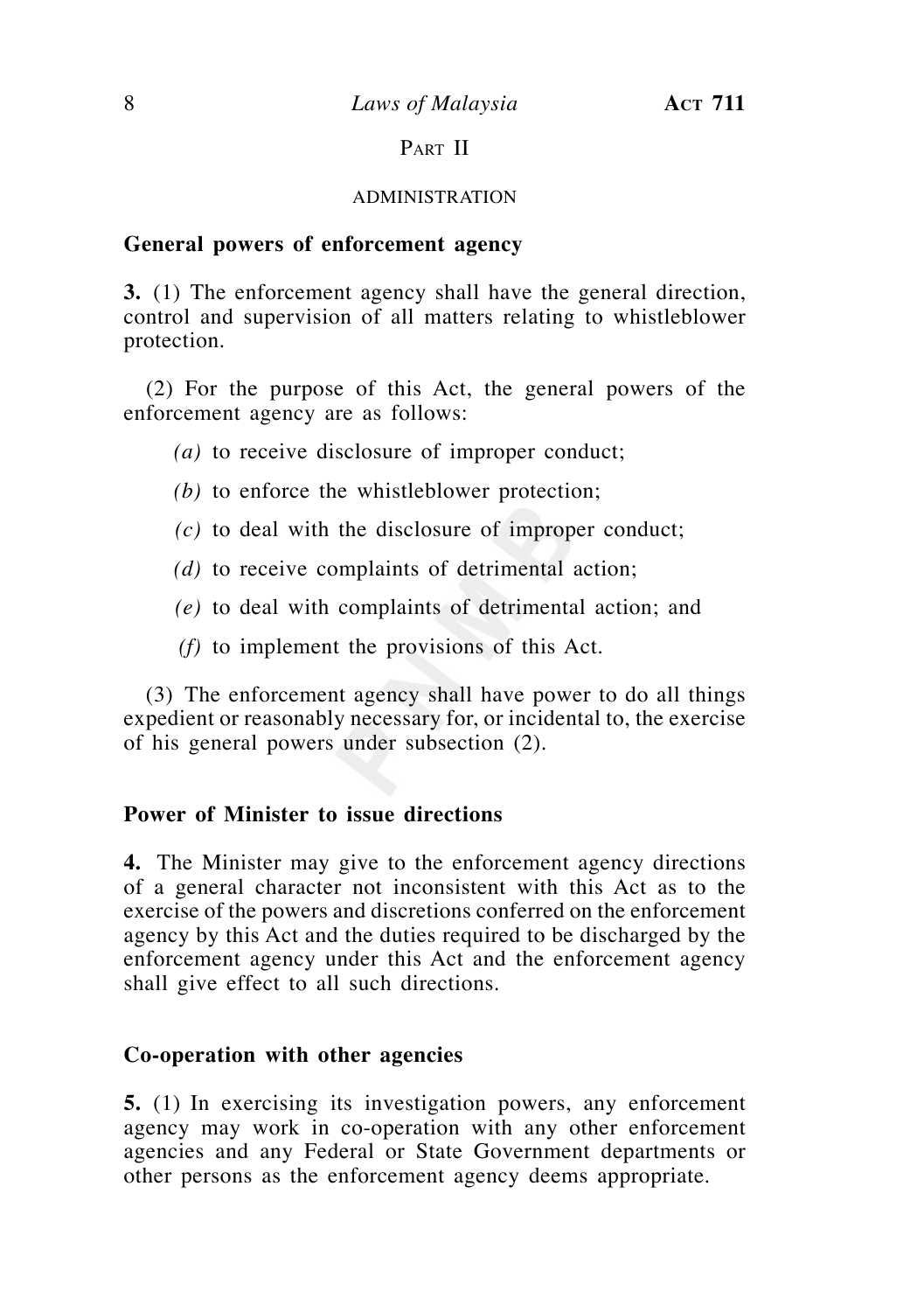## PART II

### ADMINISTRATION

**General powers of enforcement agency**

**3.** (1) The enforcement agency shall have the general direction, control and supervision of all matters relating to whistleblower protection.

(2) For the purpose of this Act, the general powers of the enforcement agency are as follows:

*(a)* to receive disclosure of improper conduct;

*(b)* to enforce the whistleblower protection;

*(c)* to deal with the disclosure of improper conduct;

*(d)* to receive complaints of detrimental action;

*(e)* to deal with complaints of detrimental action; and

*(f)* to implement the provisions of this Act.

(3) The enforcement agency shall have power to do all things expedient or reasonably necessary for, or incidental to, the exercise of his general powers under subsection (2).

**Power of Minister to issue directions**

**4.** The Minister may give to the enforcement agency directions of a general character not inconsistent with this Act as to the exercise of the powers and discretions conferred on the enforcement agency by this Act and the duties required to be discharged by the enforcement agency under this Act and the enforcement agency shall give effect to all such directions.

**Co-operation with other agencies**

**5.** (1) In exercising its investigation powers, any enforcement agency may work in co-operation with any other enforcement agencies and any Federal or State Government departments or other persons as the enforcement agency deems appropriate.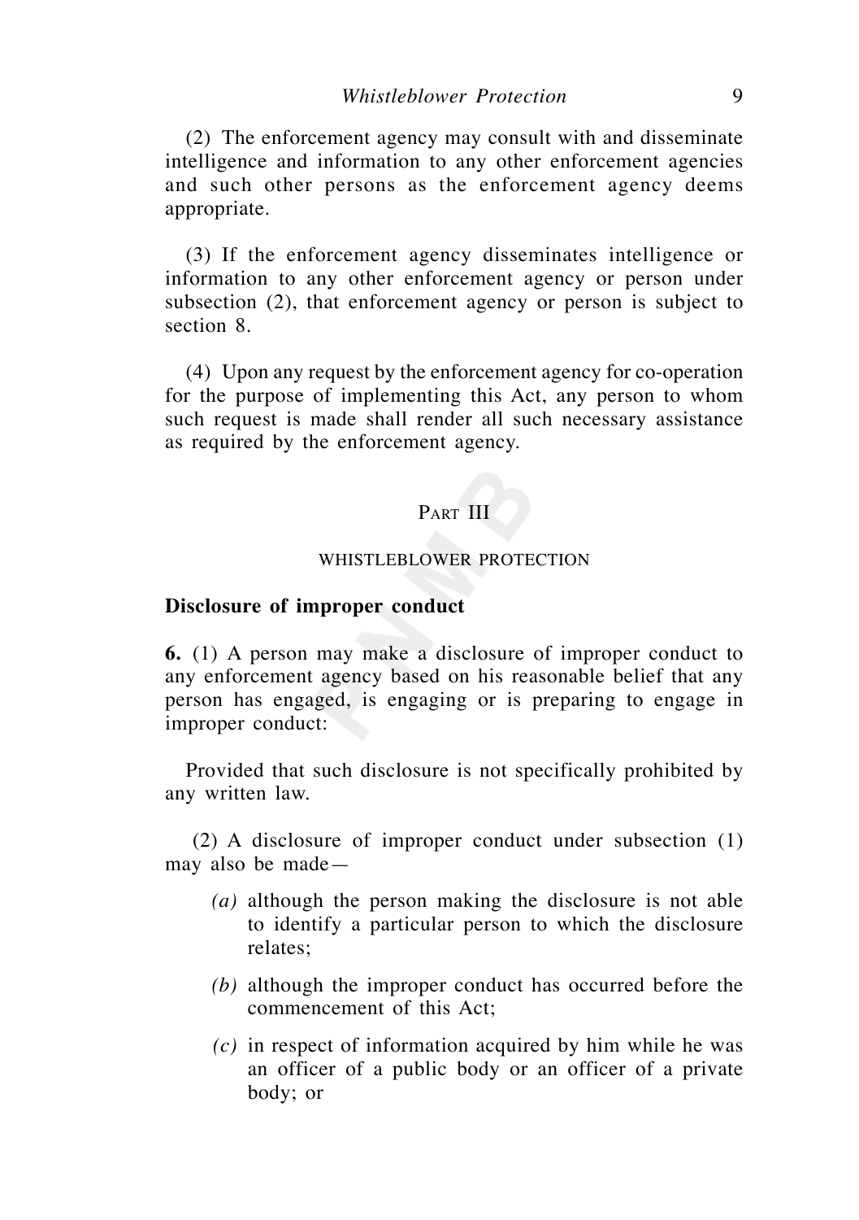(2) The enforcement agency may consult with and disseminate intelligence and information to any other enforcement agencies and such other persons as the enforcement agency deems appropriate.

(3) If the enforcement agency disseminates intelligence or information to any other enforcement agency or person under subsection (2), that enforcement agency or person is subject to section 8.

(4) Upon any request by the enforcement agency for co-operation for the purpose of implementing this Act, any person to whom such request is made shall render all such necessary assistance as required by the enforcement agency.

## Part III

## WHISTLEBLOWER PROTECTION

**Disclosure of improper conduct**

**6.** (1) A person may make a disclosure of improper conduct to any enforcement agency based on his reasonable belief that any person has engaged, is engaging or is preparing to engage in improper conduct:

Provided that such disclosure is not specifically prohibited by any written law.

(2) A disclosure of improper conduct under subsection (1) may also be made—

*(a)* although the person making the disclosure is not able to identify a particular person to which the disclosure relates;

*(b)* although the improper conduct has occurred before the commencement of this Act;

*(c)* in respect of information acquired by him while he was an officer of a public body or an officer of a private body; or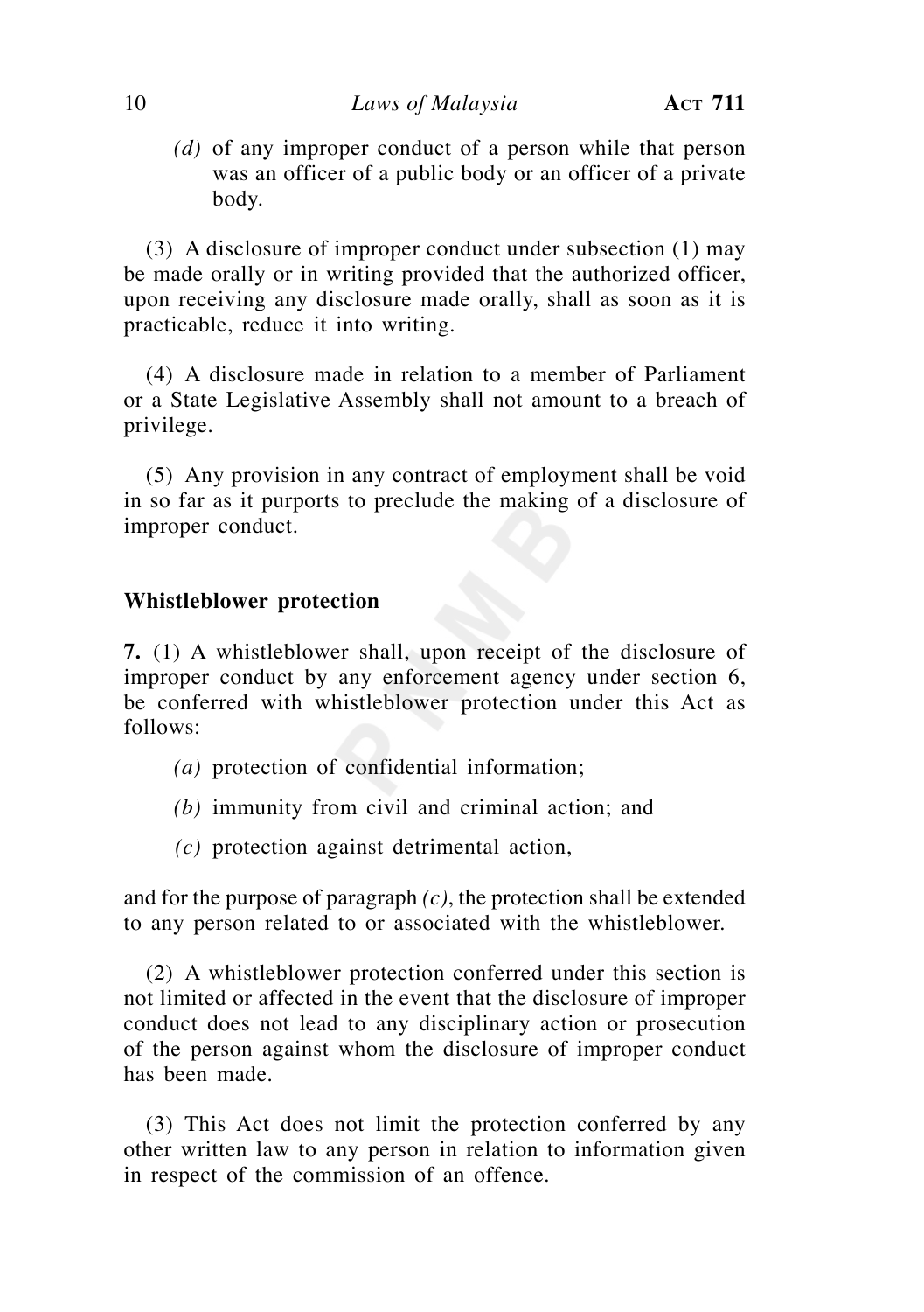*(d)* of any improper conduct of a person while that person was an officer of a public body or an officer of a private body.

(3) A disclosure of improper conduct under subsection (1) may be made orally or in writing provided that the authorized officer, upon receiving any disclosure made orally, shall as soon as it is practicable, reduce it into writing.

(4) A disclosure made in relation to a member of Parliament or a State Legislative Assembly shall not amount to a breach of privilege.

(5) Any provision in any contract of employment shall be void in so far as it purports to preclude the making of a disclosure of improper conduct.

**Whistleblower protection**

**7.** (1) A whistleblower shall, upon receipt of the disclosure of improper conduct by any enforcement agency under section 6, be conferred with whistleblower protection under this Act as follows:

*(a)* protection of confidential information;

*(b)* immunity from civil and criminal action; and

*(c)* protection against detrimental action,

and for the purpose of paragraph *(c)*, the protection shall be extended to any person related to or associated with the whistleblower.

(2) A whistleblower protection conferred under this section is not limited or affected in the event that the disclosure of improper conduct does not lead to any disciplinary action or prosecution of the person against whom the disclosure of improper conduct has been made.

(3) This Act does not limit the protection conferred by any other written law to any person in relation to information given in respect of the commission of an offence.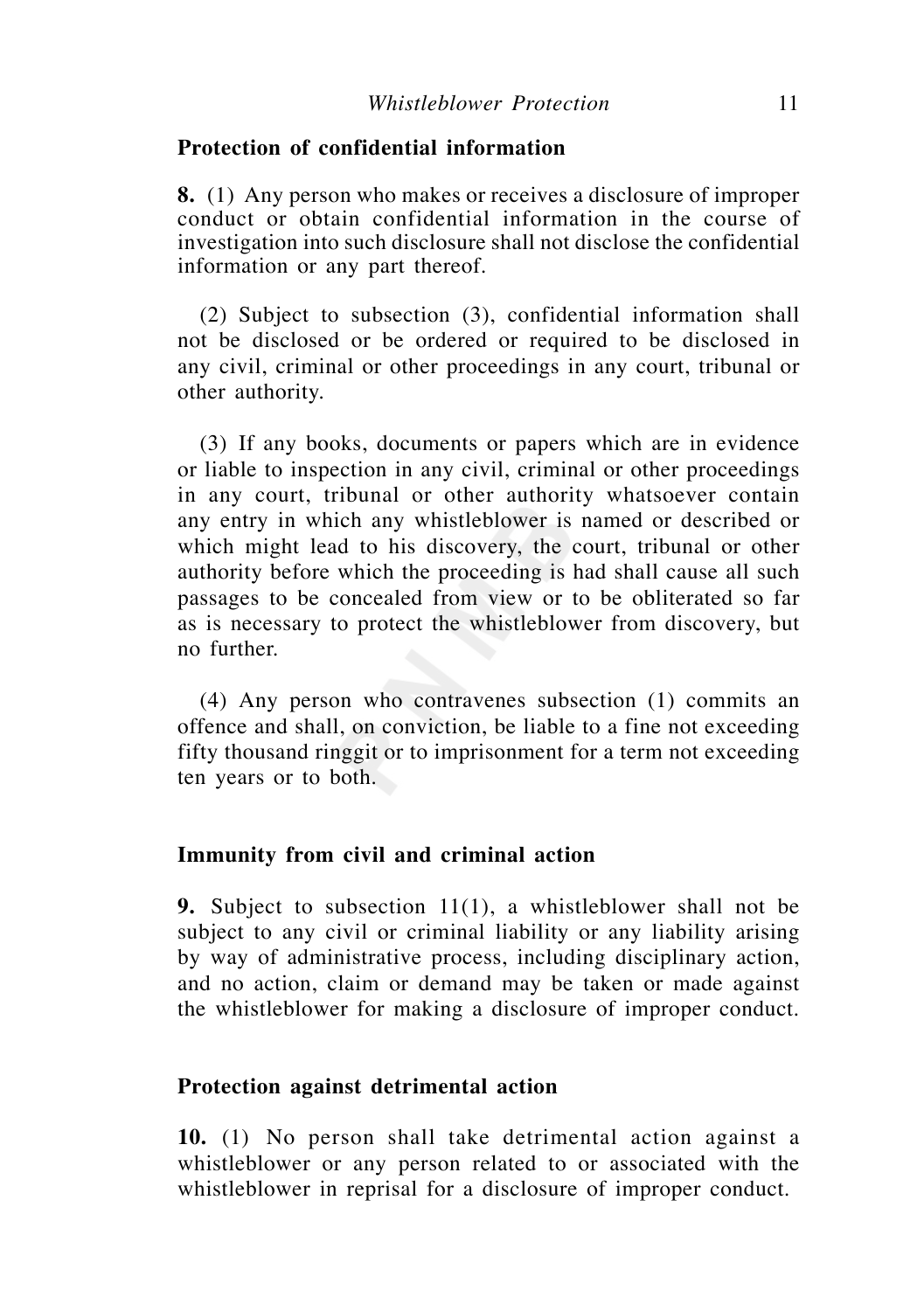**Protection of confidential information**

**8.** (1) Any person who makes or receives a disclosure of improper conduct or obtain confidential information in the course of investigation into such disclosure shall not disclose the confidential information or any part thereof.

(2) Subject to subsection (3), confidential information shall not be disclosed or be ordered or required to be disclosed in any civil, criminal or other proceedings in any court, tribunal or other authority.

(3) If any books, documents or papers which are in evidence or liable to inspection in any civil, criminal or other proceedings in any court, tribunal or other authority whatsoever contain any entry in which any whistleblower is named or described or which might lead to his discovery, the court, tribunal or other authority before which the proceeding is had shall cause all such passages to be concealed from view or to be obliterated so far as is necessary to protect the whistleblower from discovery, but no further.

(4) Any person who contravenes subsection (1) commits an offence and shall, on conviction, be liable to a fine not exceeding fifty thousand ringgit or to imprisonment for a term not exceeding ten years or to both.

**Immunity from civil and criminal action**

**9.** Subject to subsection 11(1), a whistleblower shall not be subject to any civil or criminal liability or any liability arising by way of administrative process, including disciplinary action, and no action, claim or demand may be taken or made against the whistleblower for making a disclosure of improper conduct.

**Protection against detrimental action**

**10.** (1) No person shall take detrimental action against a whistleblower or any person related to or associated with the whistleblower in reprisal for a disclosure of improper conduct.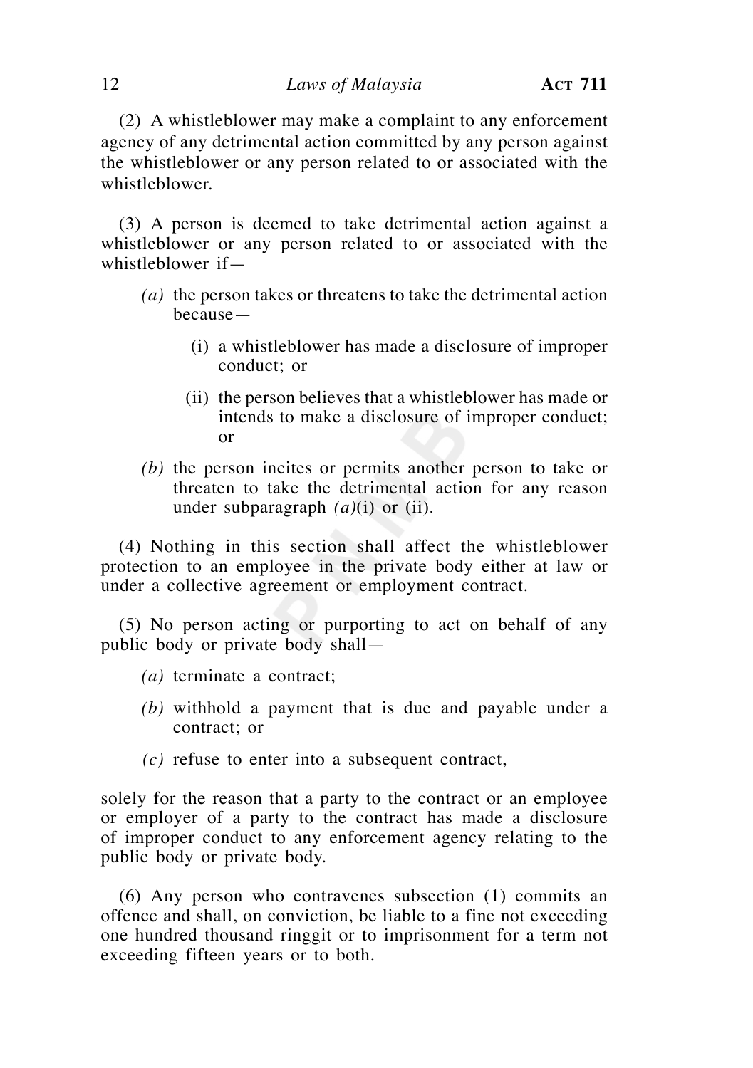(2) A whistleblower may make a complaint to any enforcement agency of any detrimental action committed by any person against the whistleblower or any person related to or associated with the whistleblower.

(3) A person is deemed to take detrimental action against a whistleblower or any person related to or associated with the whistleblower if—

*(a)* the person takes or threatens to take the detrimental action because—

(i) a whistleblower has made a disclosure of improper conduct; or

(ii) the person believes that a whistleblower has made or intends to make a disclosure of improper conduct; or

*(b)* the person incites or permits another person to take or threaten to take the detrimental action for any reason under subparagraph *(a)*(i) or (ii).

(4) Nothing in this section shall affect the whistleblower protection to an employee in the private body either at law or under a collective agreement or employment contract.

(5) No person acting or purporting to act on behalf of any public body or private body shall—

*(a)* terminate a contract;

*(b)* withhold a payment that is due and payable under a contract; or

*(c)* refuse to enter into a subsequent contract,

solely for the reason that a party to the contract or an employee or employer of a party to the contract has made a disclosure of improper conduct to any enforcement agency relating to the public body or private body.

(6) Any person who contravenes subsection (1) commits an offence and shall, on conviction, be liable to a fine not exceeding one hundred thousand ringgit or to imprisonment for a term not exceeding fifteen years or to both.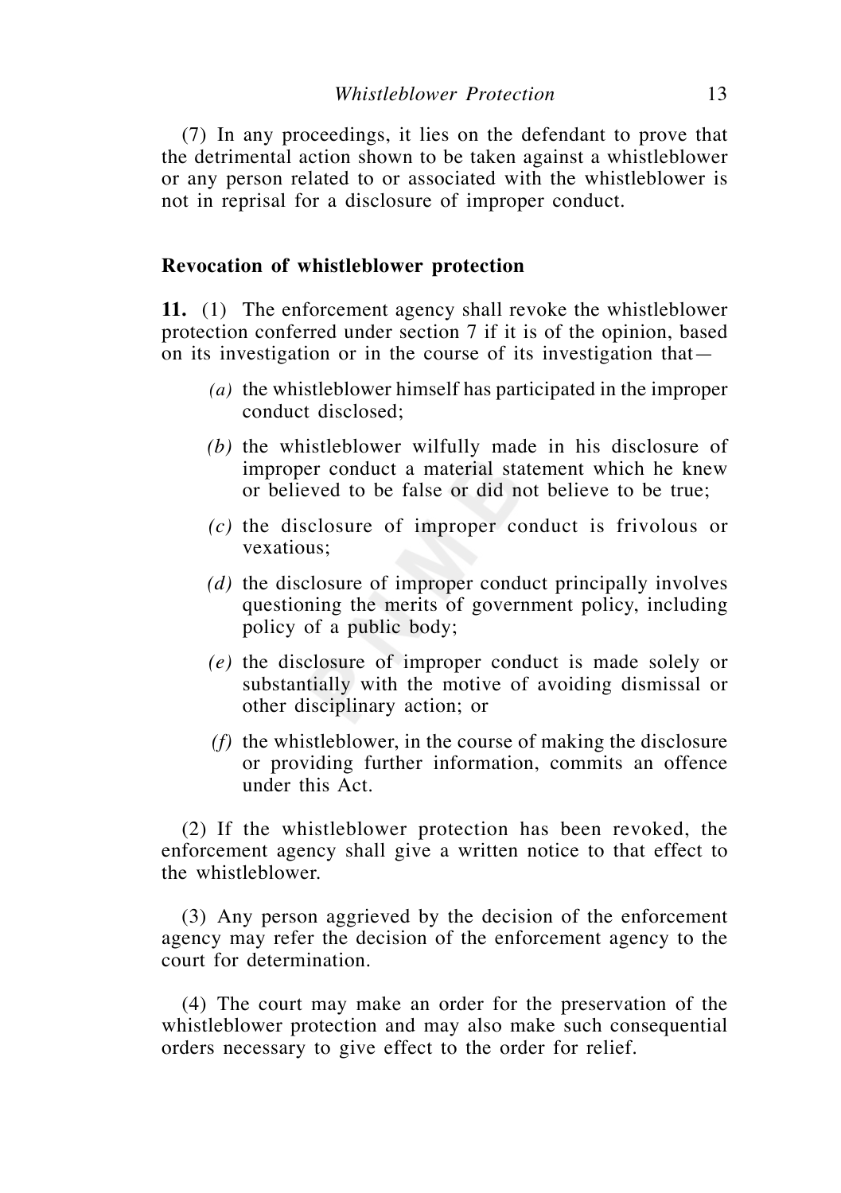(7) In any proceedings, it lies on the defendant to prove that the detrimental action shown to be taken against a whistleblower or any person related to or associated with the whistleblower is not in reprisal for a disclosure of improper conduct.

**Revocation of whistleblower protection**

**11.** (1) The enforcement agency shall revoke the whistleblower protection conferred under section 7 if it is of the opinion, based on its investigation or in the course of its investigation that—

*(a)* the whistleblower himself has participated in the improper conduct disclosed;

*(b)* the whistleblower wilfully made in his disclosure of improper conduct a material statement which he knew or believed to be false or did not believe to be true;

*(c)* the disclosure of improper conduct is frivolous or vexatious;

*(d)* the disclosure of improper conduct principally involves questioning the merits of government policy, including policy of a public body;

*(e)* the disclosure of improper conduct is made solely or substantially with the motive of avoiding dismissal or other disciplinary action; or

*(f)* the whistleblower, in the course of making the disclosure or providing further information, commits an offence under this Act.

(2) If the whistleblower protection has been revoked, the enforcement agency shall give a written notice to that effect to the whistleblower.

(3) Any person aggrieved by the decision of the enforcement agency may refer the decision of the enforcement agency to the court for determination.

(4) The court may make an order for the preservation of the whistleblower protection and may also make such consequential orders necessary to give effect to the order for relief.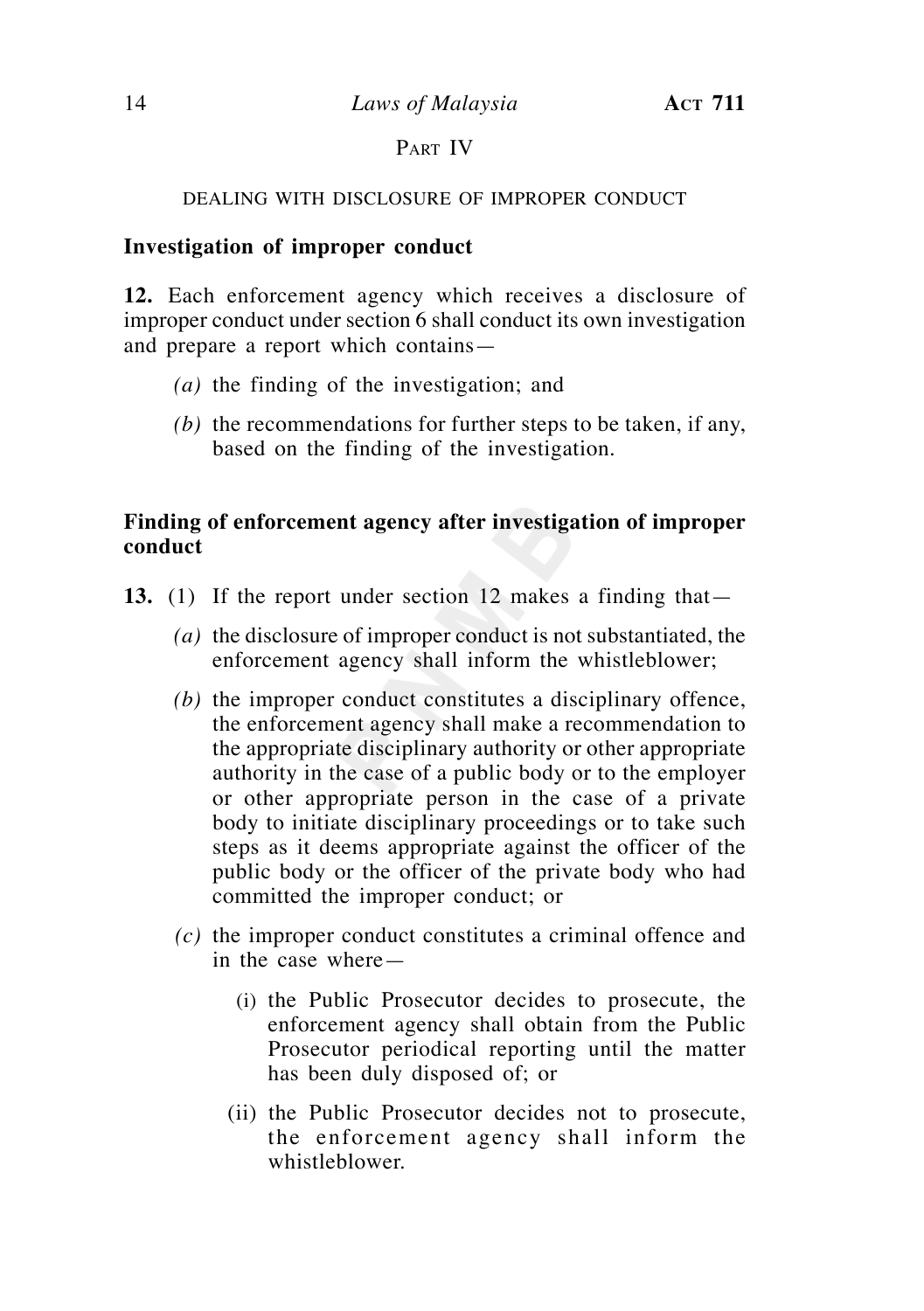## PART IV

### DEALING WITH DISCLOSURE OF IMPROPER CONDUCT

**Investigation of improper conduct**

**12.** Each enforcement agency which receives a disclosure of improper conduct under section 6 shall conduct its own investigation and prepare a report which contains—

*(a)* the finding of the investigation; and

*(b)* the recommendations for further steps to be taken, if any, based on the finding of the investigation.

**Finding of enforcement agency after investigation of improper conduct**

**13.** (1) If the report under section 12 makes a finding that—

*(a)* the disclosure of improper conduct is not substantiated, the enforcement agency shall inform the whistleblower;

*(b)* the improper conduct constitutes a disciplinary offence, the enforcement agency shall make a recommendation to the appropriate disciplinary authority or other appropriate authority in the case of a public body or to the employer or other appropriate person in the case of a private body to initiate disciplinary proceedings or to take such steps as it deems appropriate against the officer of the public body or the officer of the private body who had committed the improper conduct; or

*(c)* the improper conduct constitutes a criminal offence and in the case where—

(i) the Public Prosecutor decides to prosecute, the enforcement agency shall obtain from the Public Prosecutor periodical reporting until the matter has been duly disposed of; or

(ii) the Public Prosecutor decides not to prosecute, the enforcement agency shall inform the whistleblower.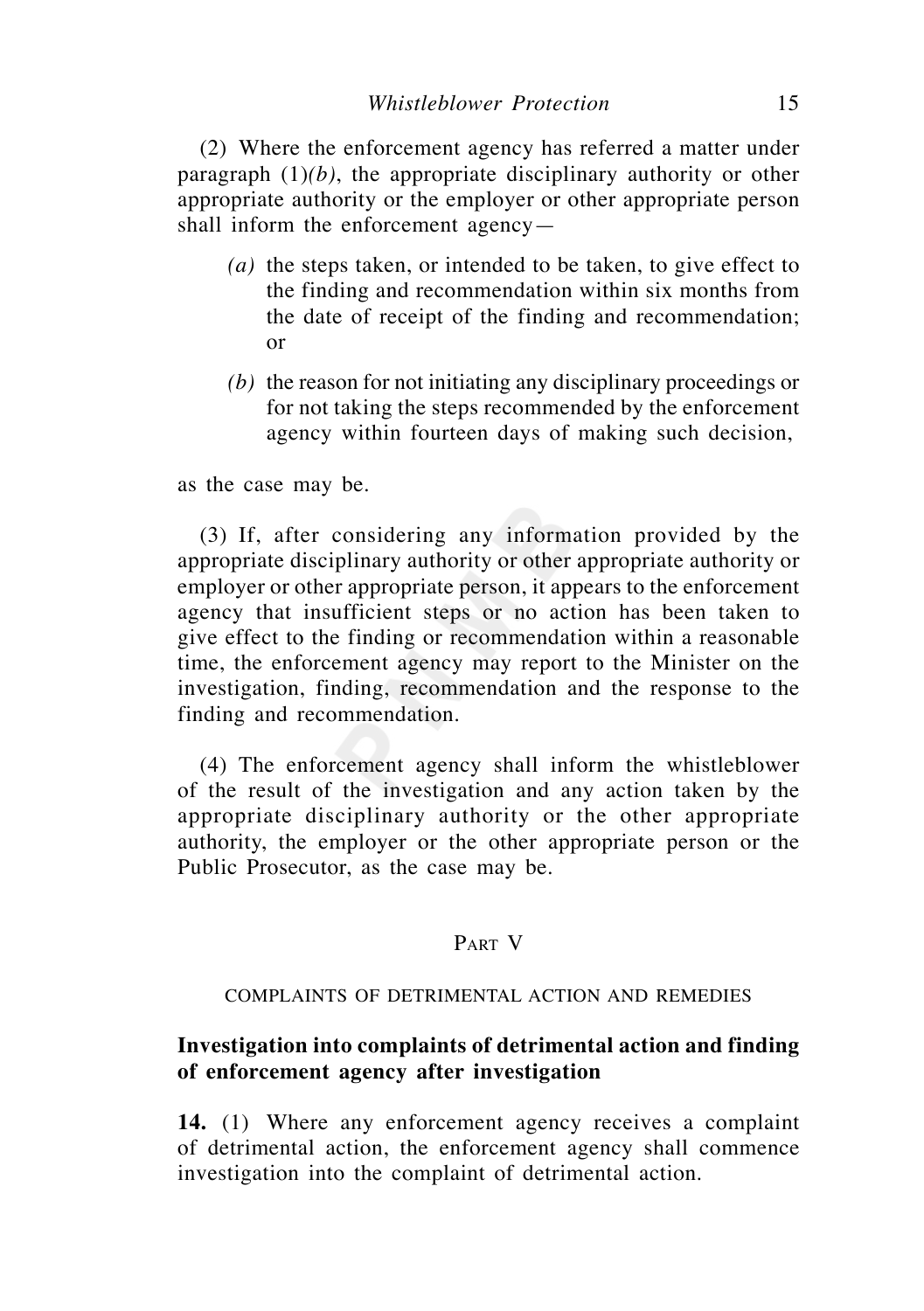(2) Where the enforcement agency has referred a matter under paragraph (1)*(b)*, the appropriate disciplinary authority or other appropriate authority or the employer or other appropriate person shall inform the enforcement agency—

*(a)* the steps taken, or intended to be taken, to give effect to the finding and recommendation within six months from the date of receipt of the finding and recommendation; or

*(b)* the reason for not initiating any disciplinary proceedings or for not taking the steps recommended by the enforcement agency within fourteen days of making such decision,

as the case may be.

(3) If, after considering any information provided by the appropriate disciplinary authority or other appropriate authority or employer or other appropriate person, it appears to the enforcement agency that insufficient steps or no action has been taken to give effect to the finding or recommendation within a reasonable time, the enforcement agency may report to the Minister on the investigation, finding, recommendation and the response to the finding and recommendation.

(4) The enforcement agency shall inform the whistleblower of the result of the investigation and any action taken by the appropriate disciplinary authority or the other appropriate authority, the employer or the other appropriate person or the Public Prosecutor, as the case may be.

## Part V

### COMPLAINTS OF DETRIMENTAL ACTION AND REMEDIES

**Investigation into complaints of detrimental action and finding of enforcement agency after investigation**

**14.** (1) Where any enforcement agency receives a complaint of detrimental action, the enforcement agency shall commence investigation into the complaint of detrimental action.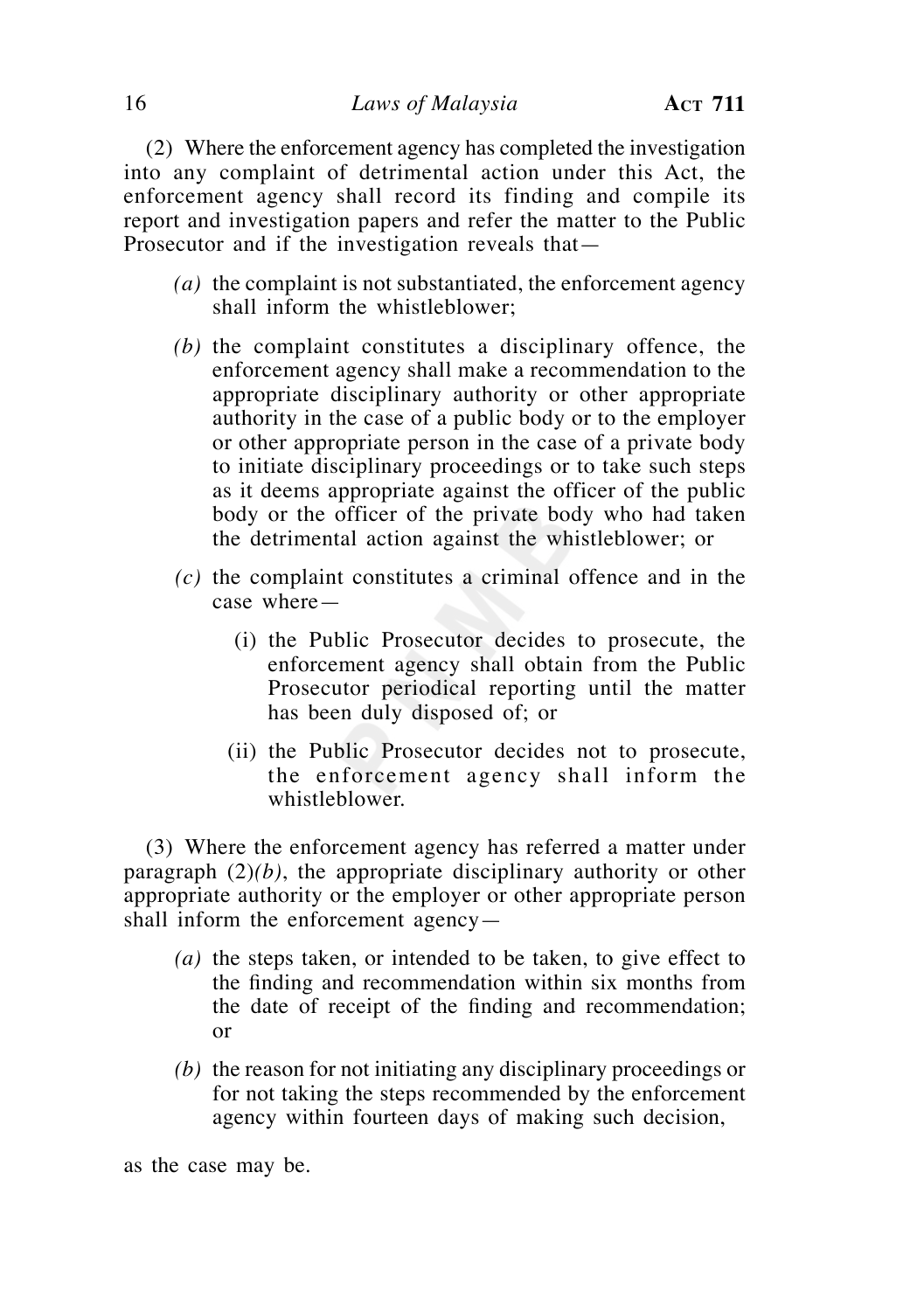(2) Where the enforcement agency has completed the investigation into any complaint of detrimental action under this Act, the enforcement agency shall record its finding and compile its report and investigation papers and refer the matter to the Public Prosecutor and if the investigation reveals that—

*(a)* the complaint is not substantiated, the enforcement agency shall inform the whistleblower;

*(b)* the complaint constitutes a disciplinary offence, the enforcement agency shall make a recommendation to the appropriate disciplinary authority or other appropriate authority in the case of a public body or to the employer or other appropriate person in the case of a private body to initiate disciplinary proceedings or to take such steps as it deems appropriate against the officer of the public body or the officer of the private body who had taken the detrimental action against the whistleblower; or

*(c)* the complaint constitutes a criminal offence and in the case where—

(i) the Public Prosecutor decides to prosecute, the enforcement agency shall obtain from the Public Prosecutor periodical reporting until the matter has been duly disposed of; or

(ii) the Public Prosecutor decides not to prosecute, the enforcement agency shall inform the whistleblower.

(3) Where the enforcement agency has referred a matter under paragraph (2)*(b)*, the appropriate disciplinary authority or other appropriate authority or the employer or other appropriate person shall inform the enforcement agency—

*(a)* the steps taken, or intended to be taken, to give effect to the finding and recommendation within six months from the date of receipt of the finding and recommendation; or

*(b)* the reason for not initiating any disciplinary proceedings or for not taking the steps recommended by the enforcement agency within fourteen days of making such decision,

as the case may be.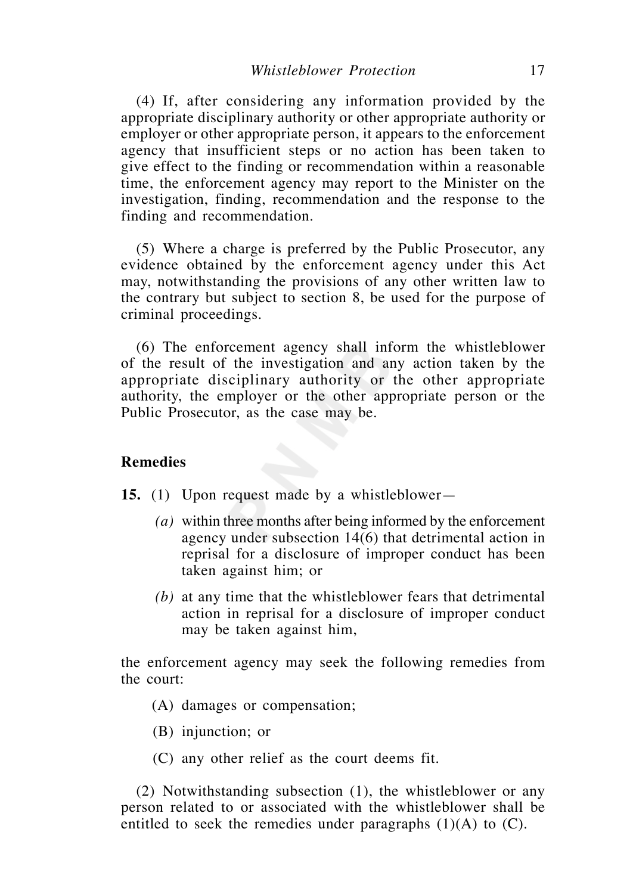(4) If, after considering any information provided by the appropriate disciplinary authority or other appropriate authority or employer or other appropriate person, it appears to the enforcement agency that insufficient steps or no action has been taken to give effect to the finding or recommendation within a reasonable time, the enforcement agency may report to the Minister on the investigation, finding, recommendation and the response to the finding and recommendation.

(5) Where a charge is preferred by the Public Prosecutor, any evidence obtained by the enforcement agency under this Act may, notwithstanding the provisions of any other written law to the contrary but subject to section 8, be used for the purpose of criminal proceedings.

(6) The enforcement agency shall inform the whistleblower of the result of the investigation and any action taken by the appropriate disciplinary authority or the other appropriate authority, the employer or the other appropriate person or the Public Prosecutor, as the case may be.

**Remedies**

**15.** (1) Upon request made by a whistleblower—

*(a)* within three months after being informed by the enforcement agency under subsection 14(6) that detrimental action in reprisal for a disclosure of improper conduct has been taken against him; or

*(b)* at any time that the whistleblower fears that detrimental action in reprisal for a disclosure of improper conduct may be taken against him,

the enforcement agency may seek the following remedies from the court:

(A) damages or compensation;

(B) injunction; or

(C) any other relief as the court deems fit.

(2) Notwithstanding subsection (1), the whistleblower or any person related to or associated with the whistleblower shall be entitled to seek the remedies under paragraphs (1)(A) to (C).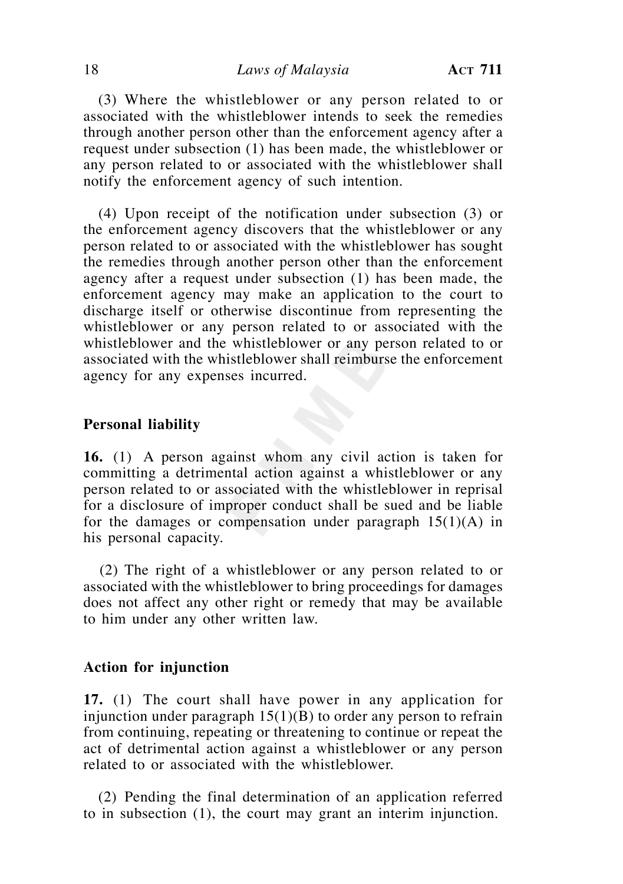(3) Where the whistleblower or any person related to or associated with the whistleblower intends to seek the remedies through another person other than the enforcement agency after a request under subsection (1) has been made, the whistleblower or any person related to or associated with the whistleblower shall notify the enforcement agency of such intention.

(4) Upon receipt of the notification under subsection (3) or the enforcement agency discovers that the whistleblower or any person related to or associated with the whistleblower has sought the remedies through another person other than the enforcement agency after a request under subsection (1) has been made, the enforcement agency may make an application to the court to discharge itself or otherwise discontinue from representing the whistleblower or any person related to or associated with the whistleblower and the whistleblower or any person related to or associated with the whistleblower shall reimburse the enforcement agency for any expenses incurred.

**Personal liability**

**16.** (1) A person against whom any civil action is taken for committing a detrimental action against a whistleblower or any person related to or associated with the whistleblower in reprisal for a disclosure of improper conduct shall be sued and be liable for the damages or compensation under paragraph 15(1)(A) in his personal capacity.

(2) The right of a whistleblower or any person related to or associated with the whistleblower to bring proceedings for damages does not affect any other right or remedy that may be available to him under any other written law.

**Action for injunction**

**17.** (1) The court shall have power in any application for injunction under paragraph 15(1)(B) to order any person to refrain from continuing, repeating or threatening to continue or repeat the act of detrimental action against a whistleblower or any person related to or associated with the whistleblower.

(2) Pending the final determination of an application referred to in subsection (1), the court may grant an interim injunction.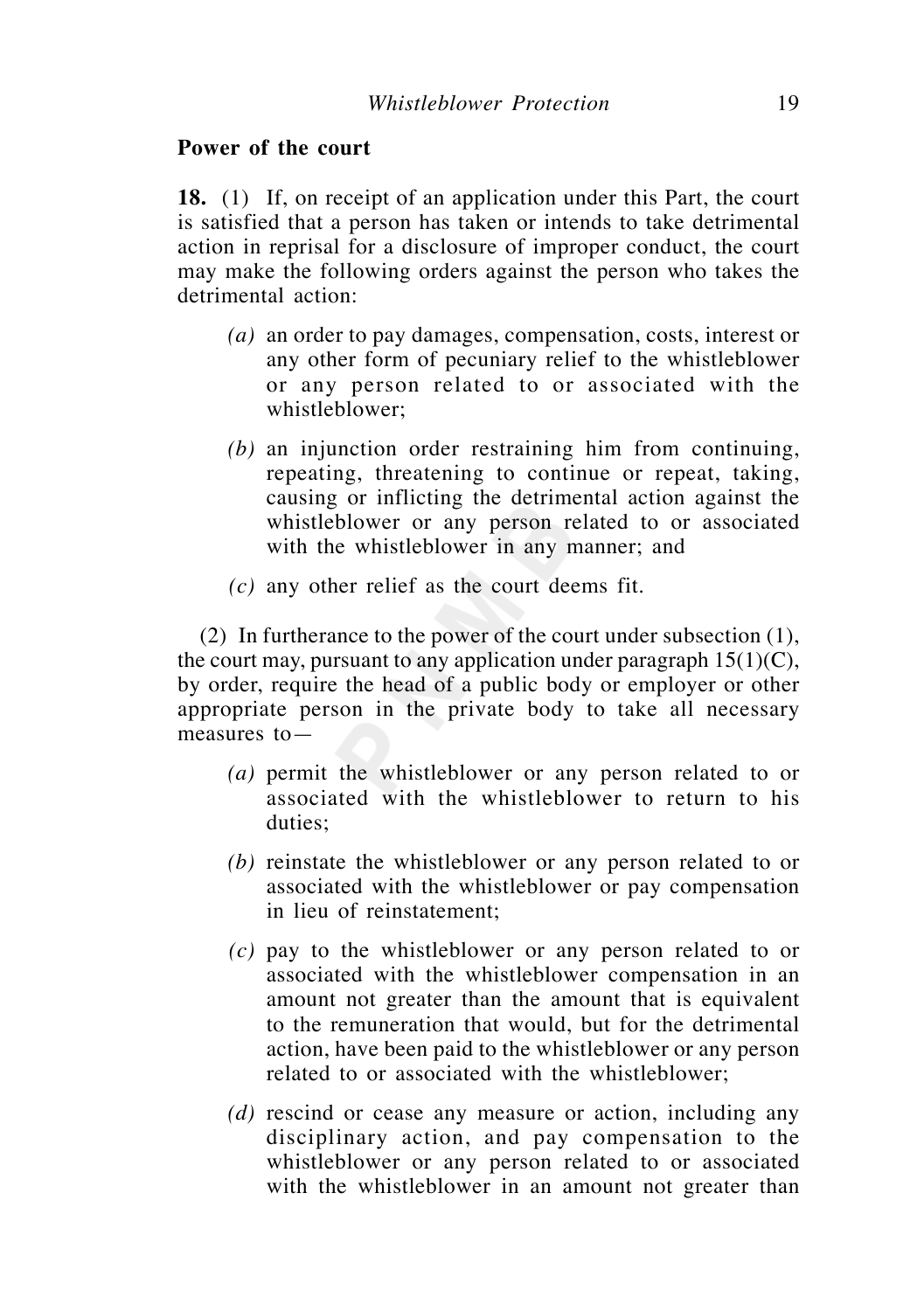**Power of the court**

**18.** (1) If, on receipt of an application under this Part, the court is satisfied that a person has taken or intends to take detrimental action in reprisal for a disclosure of improper conduct, the court may make the following orders against the person who takes the detrimental action:

*(a)* an order to pay damages, compensation, costs, interest or any other form of pecuniary relief to the whistleblower or any person related to or associated with the whistleblower;

*(b)* an injunction order restraining him from continuing, repeating, threatening to continue or repeat, taking, causing or inflicting the detrimental action against the whistleblower or any person related to or associated with the whistleblower in any manner; and

*(c)* any other relief as the court deems fit.

(2) In furtherance to the power of the court under subsection (1), the court may, pursuant to any application under paragraph 15(1)(C), by order, require the head of a public body or employer or other appropriate person in the private body to take all necessary measures to—

*(a)* permit the whistleblower or any person related to or associated with the whistleblower to return to his duties;

*(b)* reinstate the whistleblower or any person related to or associated with the whistleblower or pay compensation in lieu of reinstatement;

*(c)* pay to the whistleblower or any person related to or associated with the whistleblower compensation in an amount not greater than the amount that is equivalent to the remuneration that would, but for the detrimental action, have been paid to the whistleblower or any person related to or associated with the whistleblower;

*(d)* rescind or cease any measure or action, including any disciplinary action, and pay compensation to the whistleblower or any person related to or associated with the whistleblower in an amount not greater than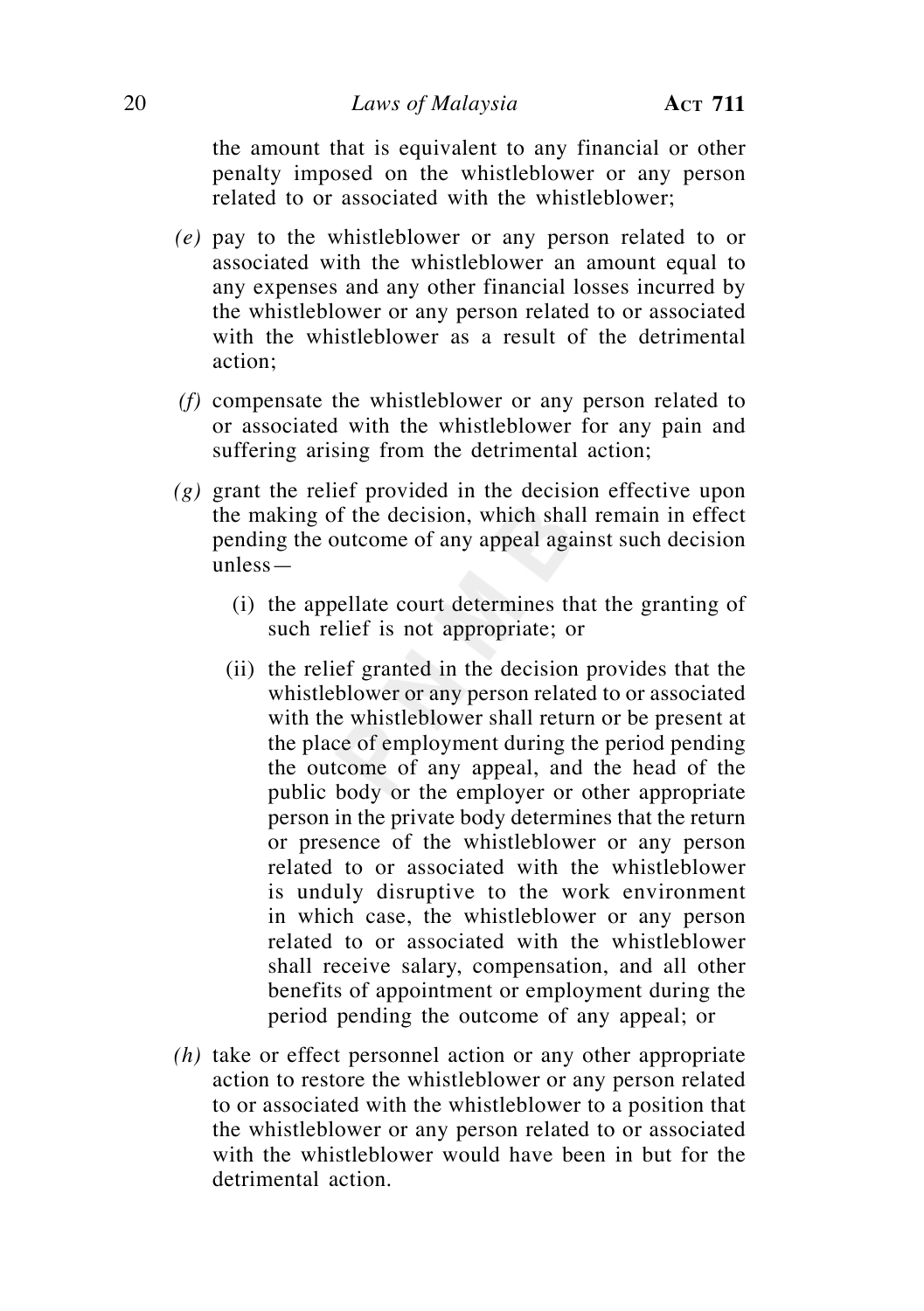the amount that is equivalent to any financial or other penalty imposed on the whistleblower or any person related to or associated with the whistleblower;

*(e)* pay to the whistleblower or any person related to or associated with the whistleblower an amount equal to any expenses and any other financial losses incurred by the whistleblower or any person related to or associated with the whistleblower as a result of the detrimental action;

*(f)* compensate the whistleblower or any person related to or associated with the whistleblower for any pain and suffering arising from the detrimental action;

*(g)* grant the relief provided in the decision effective upon the making of the decision, which shall remain in effect pending the outcome of any appeal against such decision unless—

(i) the appellate court determines that the granting of such relief is not appropriate; or

(ii) the relief granted in the decision provides that the whistleblower or any person related to or associated with the whistleblower shall return or be present at the place of employment during the period pending the outcome of any appeal, and the head of the public body or the employer or other appropriate person in the private body determines that the return or presence of the whistleblower or any person related to or associated with the whistleblower is unduly disruptive to the work environment in which case, the whistleblower or any person related to or associated with the whistleblower shall receive salary, compensation, and all other benefits of appointment or employment during the period pending the outcome of any appeal; or

*(h)* take or effect personnel action or any other appropriate action to restore the whistleblower or any person related to or associated with the whistleblower to a position that the whistleblower or any person related to or associated with the whistleblower would have been in but for the detrimental action.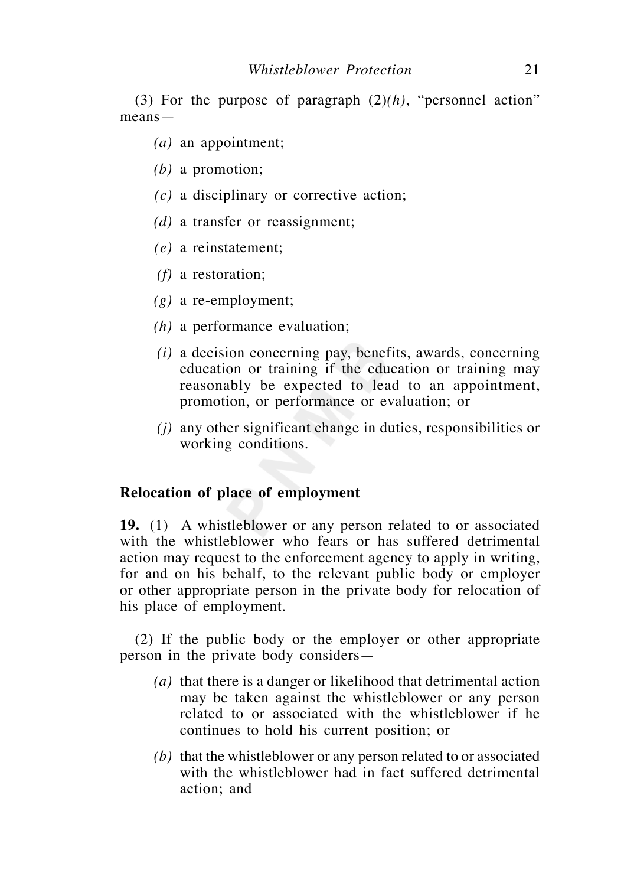(3) For the purpose of paragraph (2)*(h)*, "personnel action" means—

*(a)* an appointment;

*(b)* a promotion;

*(c)* a disciplinary or corrective action;

*(d)* a transfer or reassignment;

*(e)* a reinstatement;

*(f)* a restoration;

*(g)* a re-employment;

*(h)* a performance evaluation;

*(i)* a decision concerning pay, benefits, awards, concerning education or training if the education or training may reasonably be expected to lead to an appointment, promotion, or performance or evaluation; or

*(j)* any other significant change in duties, responsibilities or working conditions.

**Relocation of place of employment**

**19.** (1) A whistleblower or any person related to or associated with the whistleblower who fears or has suffered detrimental action may request to the enforcement agency to apply in writing, for and on his behalf, to the relevant public body or employer or other appropriate person in the private body for relocation of his place of employment.

(2) If the public body or the employer or other appropriate person in the private body considers—

*(a)* that there is a danger or likelihood that detrimental action may be taken against the whistleblower or any person related to or associated with the whistleblower if he continues to hold his current position; or

*(b)* that the whistleblower or any person related to or associated with the whistleblower had in fact suffered detrimental action; and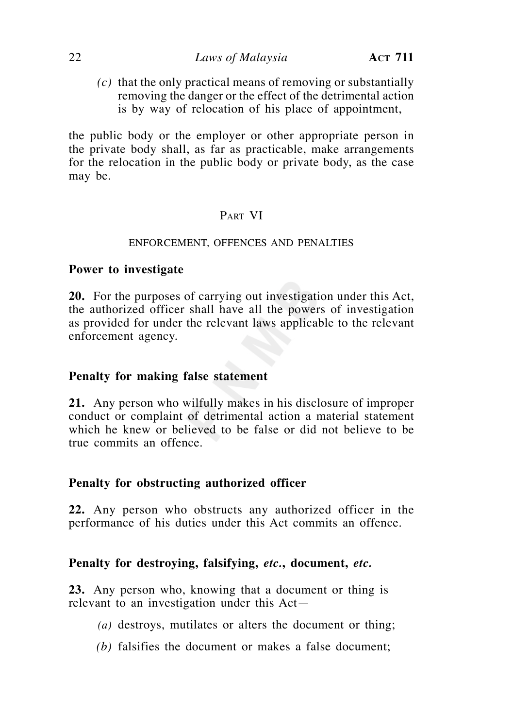*(c)* that the only practical means of removing or substantially removing the danger or the effect of the detrimental action is by way of relocation of his place of appointment,

the public body or the employer or other appropriate person in the private body shall, as far as practicable, make arrangements for the relocation in the public body or private body, as the case may be.

## PART VI

## ENFORCEMENT, OFFENCES AND PENALTIES

### Power to investigate

**20.** For the purposes of carrying out investigation under this Act, the authorized officer shall have all the powers of investigation as provided for under the relevant laws applicable to the relevant enforcement agency.

### Penalty for making false statement

**21.** Any person who wilfully makes in his disclosure of improper conduct or complaint of detrimental action a material statement which he knew or believed to be false or did not believe to be true commits an offence.

### Penalty for obstructing authorized officer

**22.** Any person who obstructs any authorized officer in the performance of his duties under this Act commits an offence.

### Penalty for destroying, falsifying, *etc.*, document, *etc.*

**23.** Any person who, knowing that a document or thing is relevant to an investigation under this Act—

*(a)* destroys, mutilates or alters the document or thing;

*(b)* falsifies the document or makes a false document;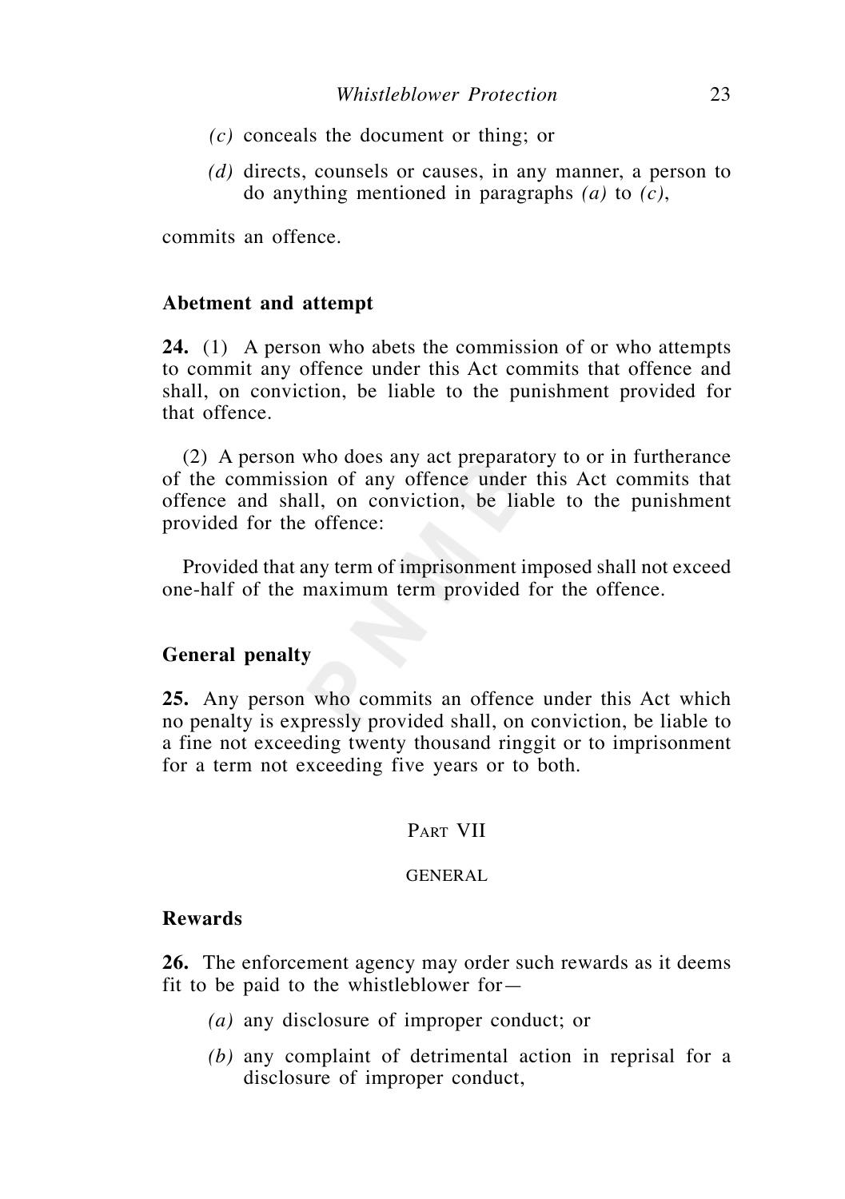*(c)* conceals the document or thing; or

*(d)* directs, counsels or causes, in any manner, a person to do anything mentioned in paragraphs *(a)* to *(c)*,

commits an offence.

**Abetment and attempt**

**24.** (1) A person who abets the commission of or who attempts to commit any offence under this Act commits that offence and shall, on conviction, be liable to the punishment provided for that offence.

(2) A person who does any act preparatory to or in furtherance of the commission of any offence under this Act commits that offence and shall, on conviction, be liable to the punishment provided for the offence:

Provided that any term of imprisonment imposed shall not exceed one-half of the maximum term provided for the offence.

**General penalty**

**25.** Any person who commits an offence under this Act which no penalty is expressly provided shall, on conviction, be liable to a fine not exceeding twenty thousand ringgit or to imprisonment for a term not exceeding five years or to both.

## PART VII

### GENERAL

**Rewards**

**26.** The enforcement agency may order such rewards as it deems fit to be paid to the whistleblower for—

*(a)* any disclosure of improper conduct; or

*(b)* any complaint of detrimental action in reprisal for a disclosure of improper conduct,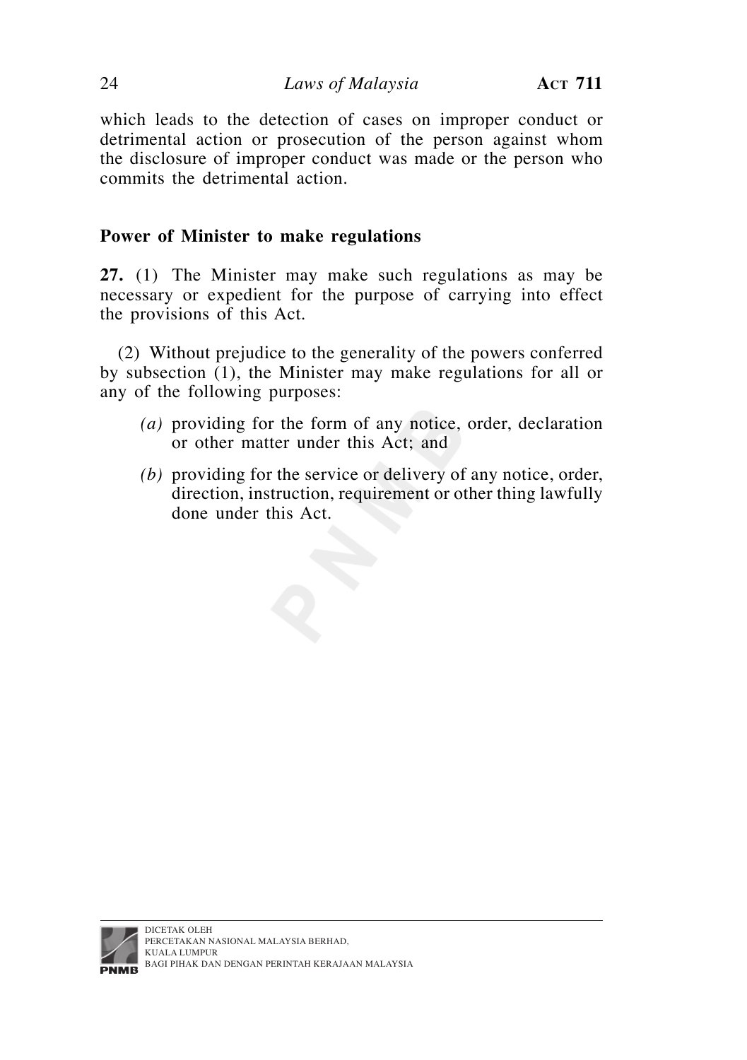which leads to the detection of cases on improper conduct or detrimental action or prosecution of the person against whom the disclosure of improper conduct was made or the person who commits the detrimental action.

### Power of Minister to make regulations

**27.** (1) The Minister may make such regulations as may be necessary or expedient for the purpose of carrying into effect the provisions of this Act.

(2) Without prejudice to the generality of the powers conferred by subsection (1), the Minister may make regulations for all or any of the following purposes:

*(a)* providing for the form of any notice, order, declaration or other matter under this Act; and

*(b)* providing for the service or delivery of any notice, order, direction, instruction, requirement or other thing lawfully done under this Act.

DICETAK OLEH
PERCETAKAN NASIONAL MALAYSIA BERHAD,
KUALA LUMPUR
BAGI PIHAK DAN DENGAN PERINTAH KERAJAAN MALAYSIA